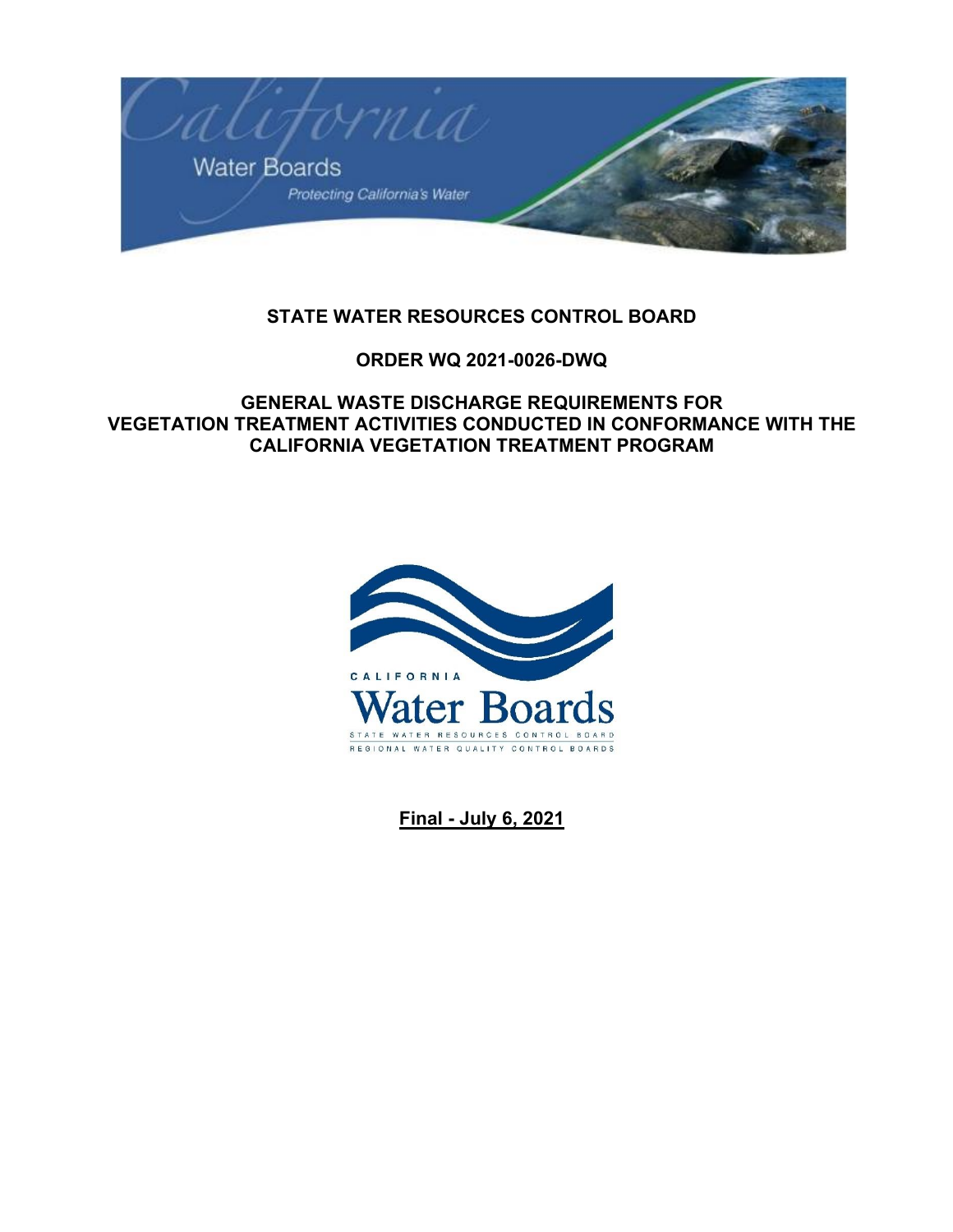# STATE WATER RESOURCES CONTROL BOARD

## ORDER WQ 2021-0026-DWQ

## GENERAL WASTE DISCHARGE REQUIREMENTS FOR VEGETATION TREATMENT ACTIVITIES CONDUCTED IN CONFORMANCE WITH THE CALIFORNIA VEGETATION TREATMENT PROGRAM

**Final - July 6, 2021**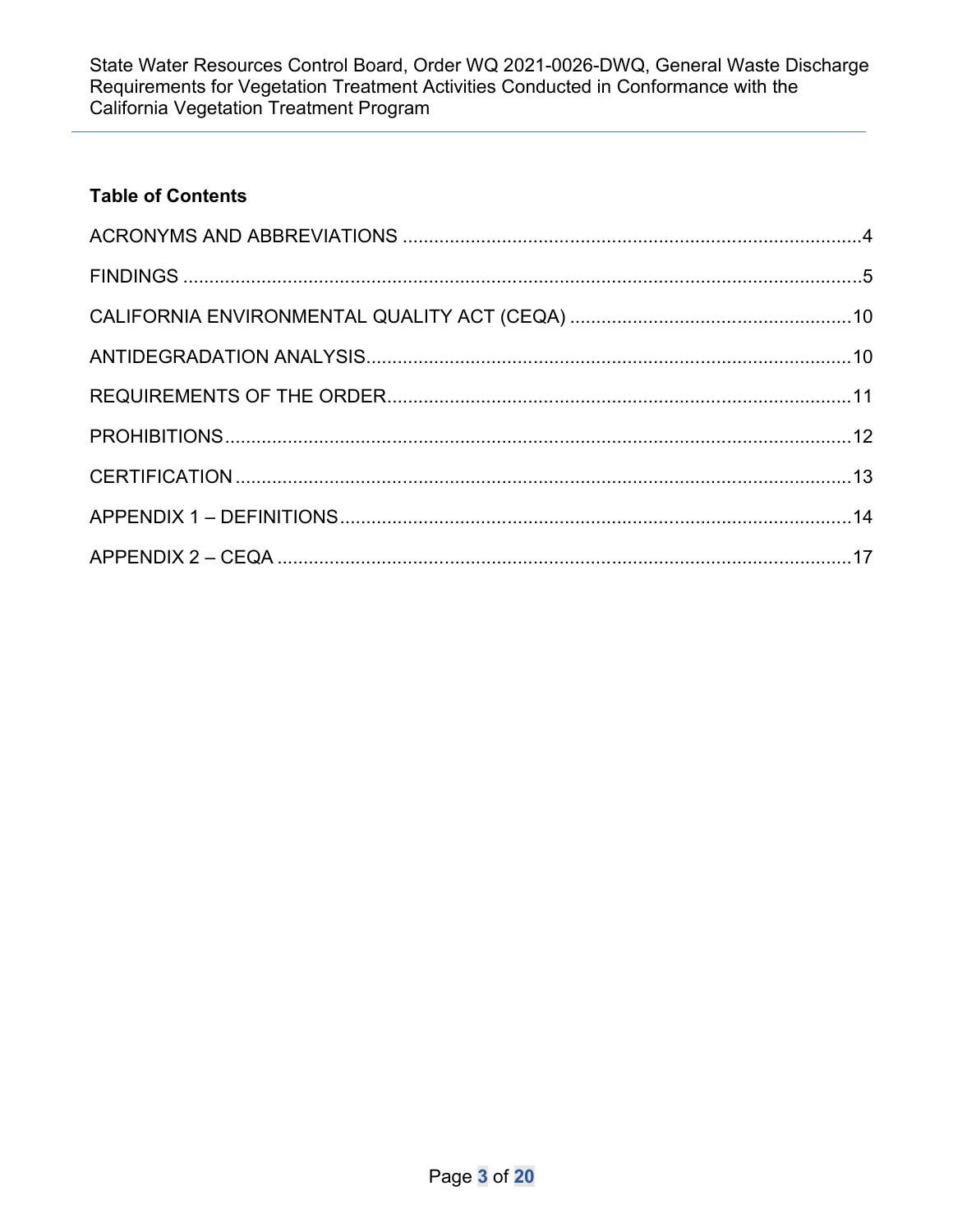**Table of Contents**

ACRONYMS AND ABBREVIATIONS .......................................................................................4

FINDINGS .....................................................................................................................5

CALIFORNIA ENVIRONMENTAL QUALITY ACT (CEQA) .....................................................10

ANTIDEGRADATION ANALYSIS.........................................................................................10

REQUIREMENTS OF THE ORDER.......................................................................................11

PROHIBITIONS...............................................................................................................12

CERTIFICATION.............................................................................................................13

APPENDIX 1 – DEFINITIONS.............................................................................................14

APPENDIX 2 – CEQA ......................................................................................................17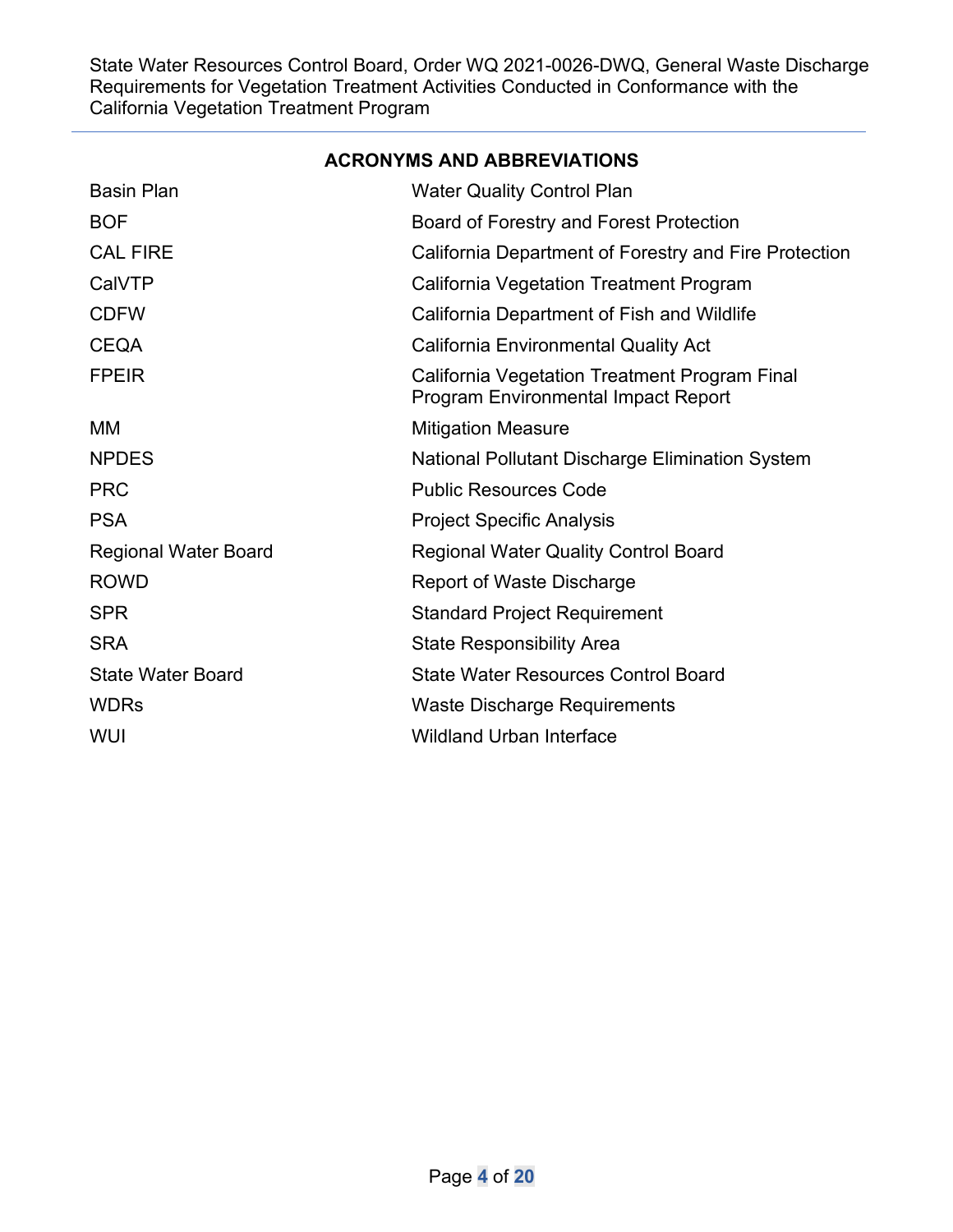## ACRONYMS AND ABBREVIATIONS

| | |
|---|---|
| Basin Plan | Water Quality Control Plan |
| BOF | Board of Forestry and Forest Protection |
| CAL FIRE | California Department of Forestry and Fire Protection |
| CalVTP | California Vegetation Treatment Program |
| CDFW | California Department of Fish and Wildlife |
| CEQA | California Environmental Quality Act |
| FPEIR | California Vegetation Treatment Program Final Program Environmental Impact Report |
| MM | Mitigation Measure |
| NPDES | National Pollutant Discharge Elimination System |
| PRC | Public Resources Code |
| PSA | Project Specific Analysis |
| Regional Water Board | Regional Water Quality Control Board |
| ROWD | Report of Waste Discharge |
| SPR | Standard Project Requirement |
| SRA | State Responsibility Area |
| State Water Board | State Water Resources Control Board |
| WDRs | Waste Discharge Requirements |
| WUI | Wildland Urban Interface |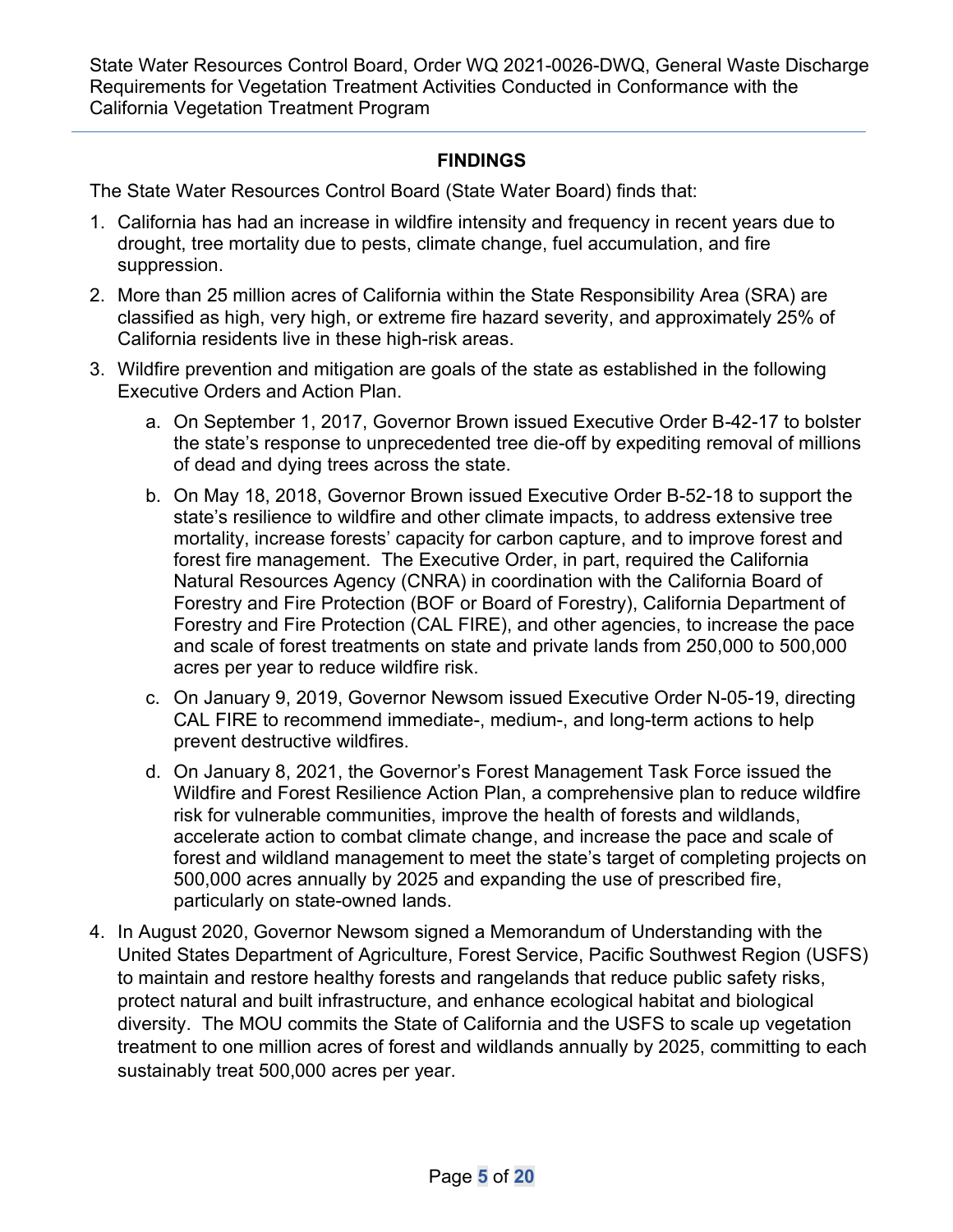## FINDINGS

The State Water Resources Control Board (State Water Board) finds that:

1. California has had an increase in wildfire intensity and frequency in recent years due to drought, tree mortality due to pests, climate change, fuel accumulation, and fire suppression.
2. More than 25 million acres of California within the State Responsibility Area (SRA) are classified as high, very high, or extreme fire hazard severity, and approximately 25% of California residents live in these high-risk areas.
3. Wildfire prevention and mitigation are goals of the state as established in the following Executive Orders and Action Plan.
   a. On September 1, 2017, Governor Brown issued Executive Order B-42-17 to bolster the state's response to unprecedented tree die-off by expediting removal of millions of dead and dying trees across the state.
   b. On May 18, 2018, Governor Brown issued Executive Order B-52-18 to support the state's resilience to wildfire and other climate impacts, to address extensive tree mortality, increase forests' capacity for carbon capture, and to improve forest and forest fire management. The Executive Order, in part, required the California Natural Resources Agency (CNRA) in coordination with the California Board of Forestry and Fire Protection (BOF or Board of Forestry), California Department of Forestry and Fire Protection (CAL FIRE), and other agencies, to increase the pace and scale of forest treatments on state and private lands from 250,000 to 500,000 acres per year to reduce wildfire risk.
   c. On January 9, 2019, Governor Newsom issued Executive Order N-05-19, directing CAL FIRE to recommend immediate-, medium-, and long-term actions to help prevent destructive wildfires.
   d. On January 8, 2021, the Governor's Forest Management Task Force issued the Wildfire and Forest Resilience Action Plan, a comprehensive plan to reduce wildfire risk for vulnerable communities, improve the health of forests and wildlands, accelerate action to combat climate change, and increase the pace and scale of forest and wildland management to meet the state's target of completing projects on 500,000 acres annually by 2025 and expanding the use of prescribed fire, particularly on state-owned lands.
4. In August 2020, Governor Newsom signed a Memorandum of Understanding with the United States Department of Agriculture, Forest Service, Pacific Southwest Region (USFS) to maintain and restore healthy forests and rangelands that reduce public safety risks, protect natural and built infrastructure, and enhance ecological habitat and biological diversity. The MOU commits the State of California and the USFS to scale up vegetation treatment to one million acres of forest and wildlands annually by 2025, committing to each sustainably treat 500,000 acres per year.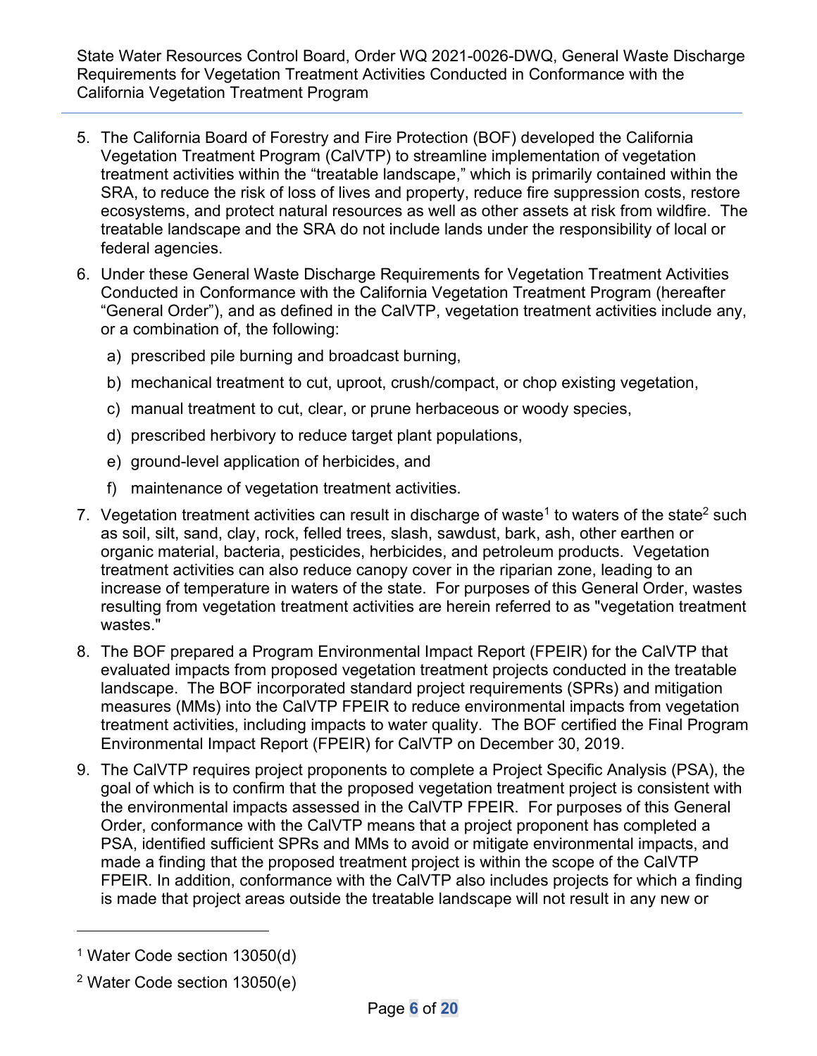5. The California Board of Forestry and Fire Protection (BOF) developed the California Vegetation Treatment Program (CalVTP) to streamline implementation of vegetation treatment activities within the "treatable landscape," which is primarily contained within the SRA, to reduce the risk of loss of lives and property, reduce fire suppression costs, restore ecosystems, and protect natural resources as well as other assets at risk from wildfire. The treatable landscape and the SRA do not include lands under the responsibility of local or federal agencies.
6. Under these General Waste Discharge Requirements for Vegetation Treatment Activities Conducted in Conformance with the California Vegetation Treatment Program (hereafter "General Order"), and as defined in the CalVTP, vegetation treatment activities include any, or a combination of, the following:
   a) prescribed pile burning and broadcast burning,
   b) mechanical treatment to cut, uproot, crush/compact, or chop existing vegetation,
   c) manual treatment to cut, clear, or prune herbaceous or woody species,
   d) prescribed herbivory to reduce target plant populations,
   e) ground-level application of herbicides, and
   f) maintenance of vegetation treatment activities.
7. Vegetation treatment activities can result in discharge of waste[1] to waters of the state[2] such as soil, silt, sand, clay, rock, felled trees, slash, sawdust, bark, ash, other earthen or organic material, bacteria, pesticides, herbicides, and petroleum products. Vegetation treatment activities can also reduce canopy cover in the riparian zone, leading to an increase of temperature in waters of the state. For purposes of this General Order, wastes resulting from vegetation treatment activities are herein referred to as "vegetation treatment wastes."
8. The BOF prepared a Program Environmental Impact Report (FPEIR) for the CalVTP that evaluated impacts from proposed vegetation treatment projects conducted in the treatable landscape. The BOF incorporated standard project requirements (SPRs) and mitigation measures (MMs) into the CalVTP FPEIR to reduce environmental impacts from vegetation treatment activities, including impacts to water quality. The BOF certified the Final Program Environmental Impact Report (FPEIR) for CalVTP on December 30, 2019.
9. The CalVTP requires project proponents to complete a Project Specific Analysis (PSA), the goal of which is to confirm that the proposed vegetation treatment project is consistent with the environmental impacts assessed in the CalVTP FPEIR. For purposes of this General Order, conformance with the CalVTP means that a project proponent has completed a PSA, identified sufficient SPRs and MMs to avoid or mitigate environmental impacts, and made a finding that the proposed treatment project is within the scope of the CalVTP FPEIR. In addition, conformance with the CalVTP also includes projects for which a finding is made that project areas outside the treatable landscape will not result in any new or

---

[1] Water Code section 13050(d)

[2] Water Code section 13050(e)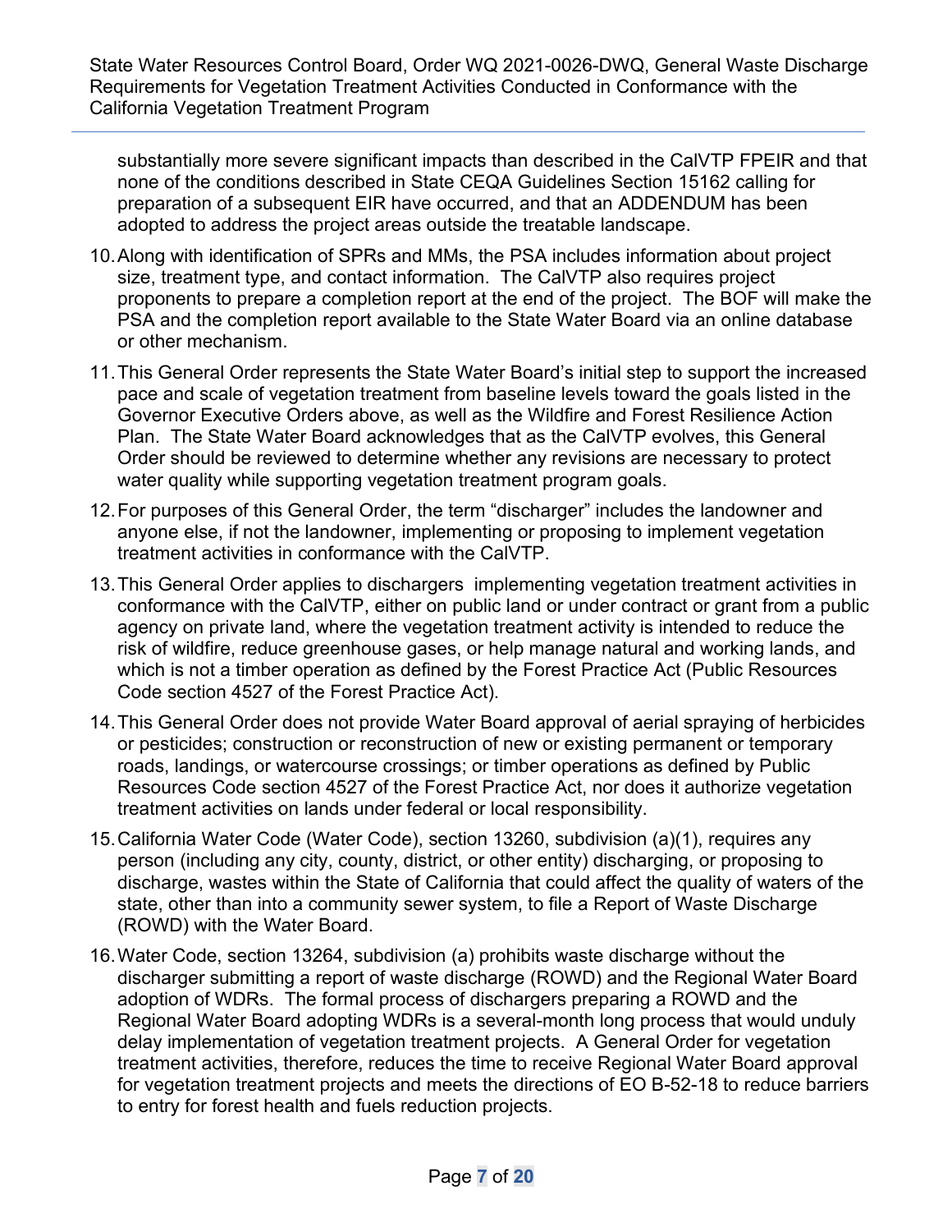substantially more severe significant impacts than described in the CalVTP FPEIR and that none of the conditions described in State CEQA Guidelines Section 15162 calling for preparation of a subsequent EIR have occurred, and that an ADDENDUM has been adopted to address the project areas outside the treatable landscape.

10. Along with identification of SPRs and MMs, the PSA includes information about project size, treatment type, and contact information. The CalVTP also requires project proponents to prepare a completion report at the end of the project. The BOF will make the PSA and the completion report available to the State Water Board via an online database or other mechanism.

11. This General Order represents the State Water Board's initial step to support the increased pace and scale of vegetation treatment from baseline levels toward the goals listed in the Governor Executive Orders above, as well as the Wildfire and Forest Resilience Action Plan. The State Water Board acknowledges that as the CalVTP evolves, this General Order should be reviewed to determine whether any revisions are necessary to protect water quality while supporting vegetation treatment program goals.

12. For purposes of this General Order, the term "discharger" includes the landowner and anyone else, if not the landowner, implementing or proposing to implement vegetation treatment activities in conformance with the CalVTP.

13. This General Order applies to dischargers implementing vegetation treatment activities in conformance with the CalVTP, either on public land or under contract or grant from a public agency on private land, where the vegetation treatment activity is intended to reduce the risk of wildfire, reduce greenhouse gases, or help manage natural and working lands, and which is not a timber operation as defined by the Forest Practice Act (Public Resources Code section 4527 of the Forest Practice Act).

14. This General Order does not provide Water Board approval of aerial spraying of herbicides or pesticides; construction or reconstruction of new or existing permanent or temporary roads, landings, or watercourse crossings; or timber operations as defined by Public Resources Code section 4527 of the Forest Practice Act, nor does it authorize vegetation treatment activities on lands under federal or local responsibility.

15. California Water Code (Water Code), section 13260, subdivision (a)(1), requires any person (including any city, county, district, or other entity) discharging, or proposing to discharge, wastes within the State of California that could affect the quality of waters of the state, other than into a community sewer system, to file a Report of Waste Discharge (ROWD) with the Water Board.

16. Water Code, section 13264, subdivision (a) prohibits waste discharge without the discharger submitting a report of waste discharge (ROWD) and the Regional Water Board adoption of WDRs. The formal process of dischargers preparing a ROWD and the Regional Water Board adopting WDRs is a several-month long process that would unduly delay implementation of vegetation treatment projects. A General Order for vegetation treatment activities, therefore, reduces the time to receive Regional Water Board approval for vegetation treatment projects and meets the directions of EO B-52-18 to reduce barriers to entry for forest health and fuels reduction projects.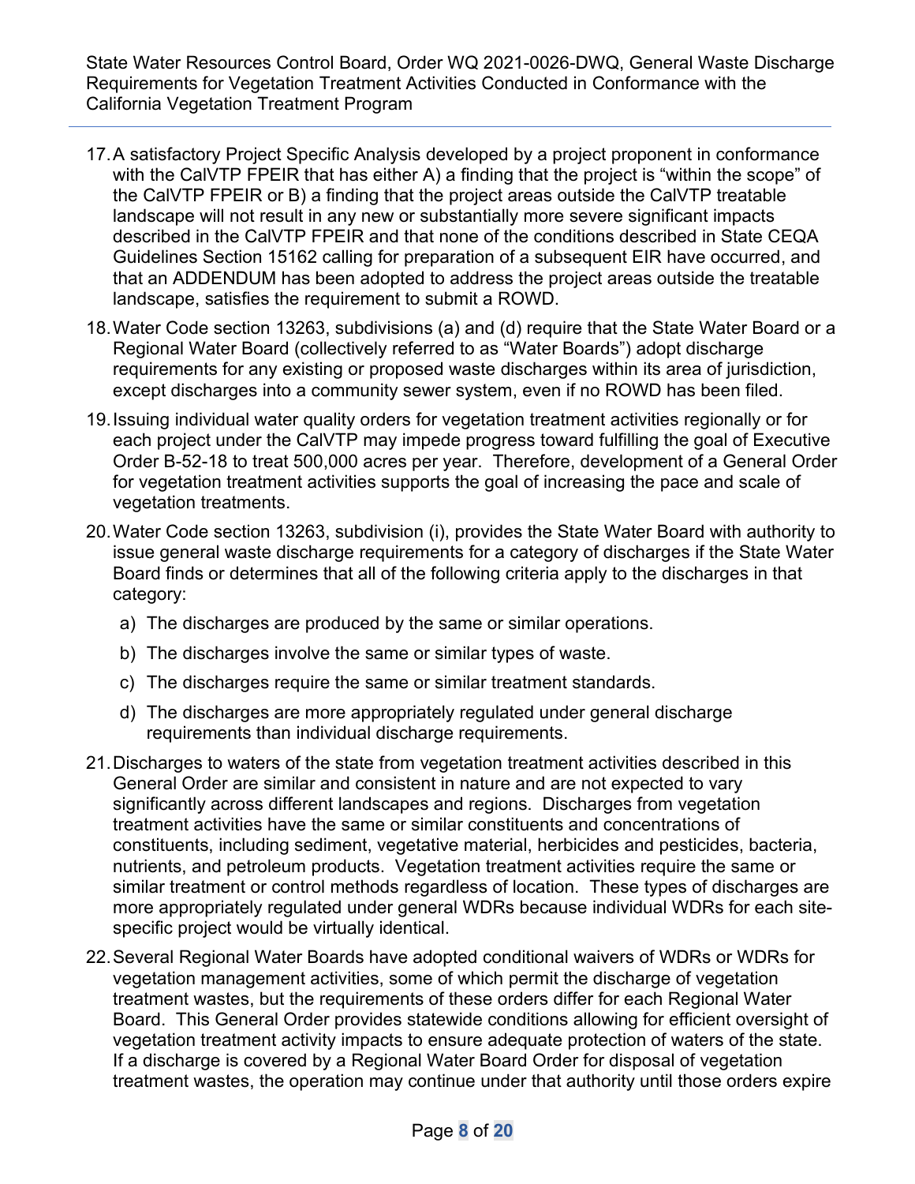17. A satisfactory Project Specific Analysis developed by a project proponent in conformance with the CalVTP FPEIR that has either A) a finding that the project is "within the scope" of the CalVTP FPEIR or B) a finding that the project areas outside the CalVTP treatable landscape will not result in any new or substantially more severe significant impacts described in the CalVTP FPEIR and that none of the conditions described in State CEQA Guidelines Section 15162 calling for preparation of a subsequent EIR have occurred, and that an ADDENDUM has been adopted to address the project areas outside the treatable landscape, satisfies the requirement to submit a ROWD.

18. Water Code section 13263, subdivisions (a) and (d) require that the State Water Board or a Regional Water Board (collectively referred to as "Water Boards") adopt discharge requirements for any existing or proposed waste discharges within its area of jurisdiction, except discharges into a community sewer system, even if no ROWD has been filed.

19. Issuing individual water quality orders for vegetation treatment activities regionally or for each project under the CalVTP may impede progress toward fulfilling the goal of Executive Order B-52-18 to treat 500,000 acres per year. Therefore, development of a General Order for vegetation treatment activities supports the goal of increasing the pace and scale of vegetation treatments.

20. Water Code section 13263, subdivision (i), provides the State Water Board with authority to issue general waste discharge requirements for a category of discharges if the State Water Board finds or determines that all of the following criteria apply to the discharges in that category:

    a) The discharges are produced by the same or similar operations.

    b) The discharges involve the same or similar types of waste.

    c) The discharges require the same or similar treatment standards.

    d) The discharges are more appropriately regulated under general discharge requirements than individual discharge requirements.

21. Discharges to waters of the state from vegetation treatment activities described in this General Order are similar and consistent in nature and are not expected to vary significantly across different landscapes and regions. Discharges from vegetation treatment activities have the same or similar constituents and concentrations of constituents, including sediment, vegetative material, herbicides and pesticides, bacteria, nutrients, and petroleum products. Vegetation treatment activities require the same or similar treatment or control methods regardless of location. These types of discharges are more appropriately regulated under general WDRs because individual WDRs for each site-specific project would be virtually identical.

22. Several Regional Water Boards have adopted conditional waivers of WDRs or WDRs for vegetation management activities, some of which permit the discharge of vegetation treatment wastes, but the requirements of these orders differ for each Regional Water Board. This General Order provides statewide conditions allowing for efficient oversight of vegetation treatment activity impacts to ensure adequate protection of waters of the state. If a discharge is covered by a Regional Water Board Order for disposal of vegetation treatment wastes, the operation may continue under that authority until those orders expire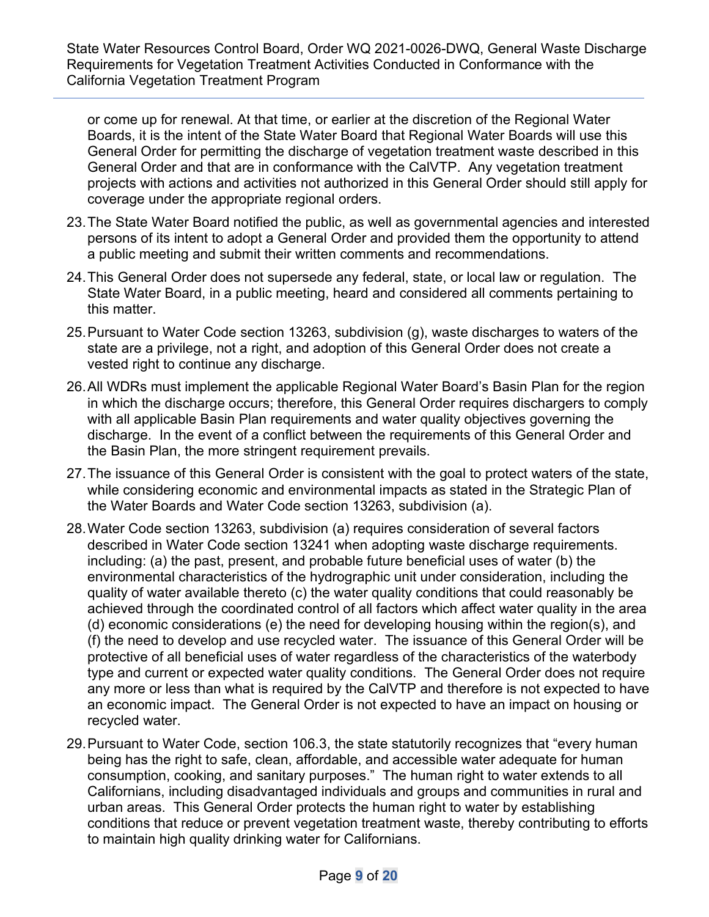or come up for renewal. At that time, or earlier at the discretion of the Regional Water Boards, it is the intent of the State Water Board that Regional Water Boards will use this General Order for permitting the discharge of vegetation treatment waste described in this General Order and that are in conformance with the CalVTP. Any vegetation treatment projects with actions and activities not authorized in this General Order should still apply for coverage under the appropriate regional orders.

23. The State Water Board notified the public, as well as governmental agencies and interested persons of its intent to adopt a General Order and provided them the opportunity to attend a public meeting and submit their written comments and recommendations.

24. This General Order does not supersede any federal, state, or local law or regulation. The State Water Board, in a public meeting, heard and considered all comments pertaining to this matter.

25. Pursuant to Water Code section 13263, subdivision (g), waste discharges to waters of the state are a privilege, not a right, and adoption of this General Order does not create a vested right to continue any discharge.

26. All WDRs must implement the applicable Regional Water Board's Basin Plan for the region in which the discharge occurs; therefore, this General Order requires dischargers to comply with all applicable Basin Plan requirements and water quality objectives governing the discharge. In the event of a conflict between the requirements of this General Order and the Basin Plan, the more stringent requirement prevails.

27. The issuance of this General Order is consistent with the goal to protect waters of the state, while considering economic and environmental impacts as stated in the Strategic Plan of the Water Boards and Water Code section 13263, subdivision (a).

28. Water Code section 13263, subdivision (a) requires consideration of several factors described in Water Code section 13241 when adopting waste discharge requirements. including: (a) the past, present, and probable future beneficial uses of water (b) the environmental characteristics of the hydrographic unit under consideration, including the quality of water available thereto (c) the water quality conditions that could reasonably be achieved through the coordinated control of all factors which affect water quality in the area (d) economic considerations (e) the need for developing housing within the region(s), and (f) the need to develop and use recycled water. The issuance of this General Order will be protective of all beneficial uses of water regardless of the characteristics of the waterbody type and current or expected water quality conditions. The General Order does not require any more or less than what is required by the CalVTP and therefore is not expected to have an economic impact. The General Order is not expected to have an impact on housing or recycled water.

29. Pursuant to Water Code, section 106.3, the state statutorily recognizes that "every human being has the right to safe, clean, affordable, and accessible water adequate for human consumption, cooking, and sanitary purposes." The human right to water extends to all Californians, including disadvantaged individuals and groups and communities in rural and urban areas. This General Order protects the human right to water by establishing conditions that reduce or prevent vegetation treatment waste, thereby contributing to efforts to maintain high quality drinking water for Californians.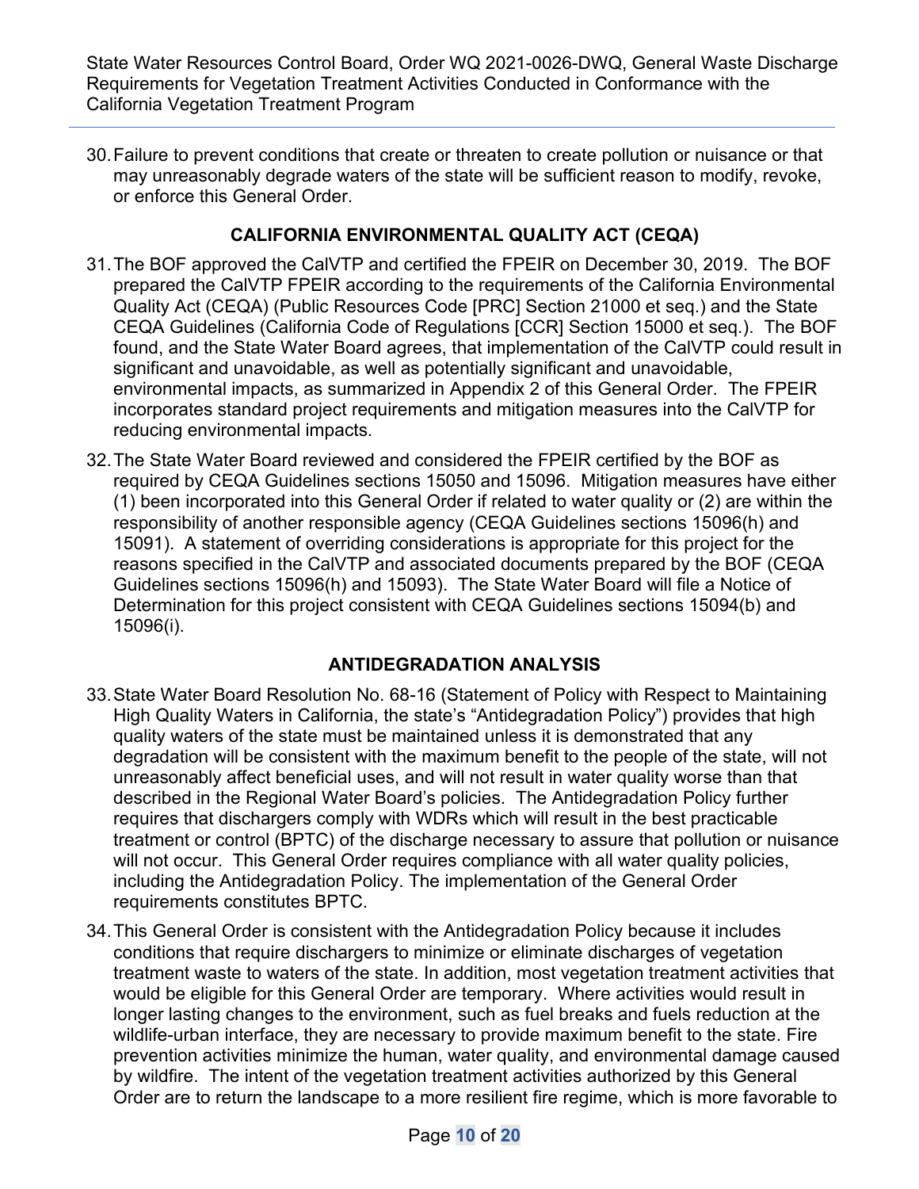30. Failure to prevent conditions that create or threaten to create pollution or nuisance or that may unreasonably degrade waters of the state will be sufficient reason to modify, revoke, or enforce this General Order.

## CALIFORNIA ENVIRONMENTAL QUALITY ACT (CEQA)

31. The BOF approved the CalVTP and certified the FPEIR on December 30, 2019. The BOF prepared the CalVTP FPEIR according to the requirements of the California Environmental Quality Act (CEQA) (Public Resources Code [PRC] Section 21000 et seq.) and the State CEQA Guidelines (California Code of Regulations [CCR] Section 15000 et seq.). The BOF found, and the State Water Board agrees, that implementation of the CalVTP could result in significant and unavoidable, as well as potentially significant and unavoidable, environmental impacts, as summarized in Appendix 2 of this General Order. The FPEIR incorporates standard project requirements and mitigation measures into the CalVTP for reducing environmental impacts.

32. The State Water Board reviewed and considered the FPEIR certified by the BOF as required by CEQA Guidelines sections 15050 and 15096. Mitigation measures have either (1) been incorporated into this General Order if related to water quality or (2) are within the responsibility of another responsible agency (CEQA Guidelines sections 15096(h) and 15091). A statement of overriding considerations is appropriate for this project for the reasons specified in the CalVTP and associated documents prepared by the BOF (CEQA Guidelines sections 15096(h) and 15093). The State Water Board will file a Notice of Determination for this project consistent with CEQA Guidelines sections 15094(b) and 15096(i).

## ANTIDEGRADATION ANALYSIS

33. State Water Board Resolution No. 68-16 (Statement of Policy with Respect to Maintaining High Quality Waters in California, the state's "Antidegradation Policy") provides that high quality waters of the state must be maintained unless it is demonstrated that any degradation will be consistent with the maximum benefit to the people of the state, will not unreasonably affect beneficial uses, and will not result in water quality worse than that described in the Regional Water Board's policies. The Antidegradation Policy further requires that dischargers comply with WDRs which will result in the best practicable treatment or control (BPTC) of the discharge necessary to assure that pollution or nuisance will not occur. This General Order requires compliance with all water quality policies, including the Antidegradation Policy. The implementation of the General Order requirements constitutes BPTC.

34. This General Order is consistent with the Antidegradation Policy because it includes conditions that require dischargers to minimize or eliminate discharges of vegetation treatment waste to waters of the state. In addition, most vegetation treatment activities that would be eligible for this General Order are temporary. Where activities would result in longer lasting changes to the environment, such as fuel breaks and fuels reduction at the wildlife-urban interface, they are necessary to provide maximum benefit to the state. Fire prevention activities minimize the human, water quality, and environmental damage caused by wildfire. The intent of the vegetation treatment activities authorized by this General Order are to return the landscape to a more resilient fire regime, which is more favorable to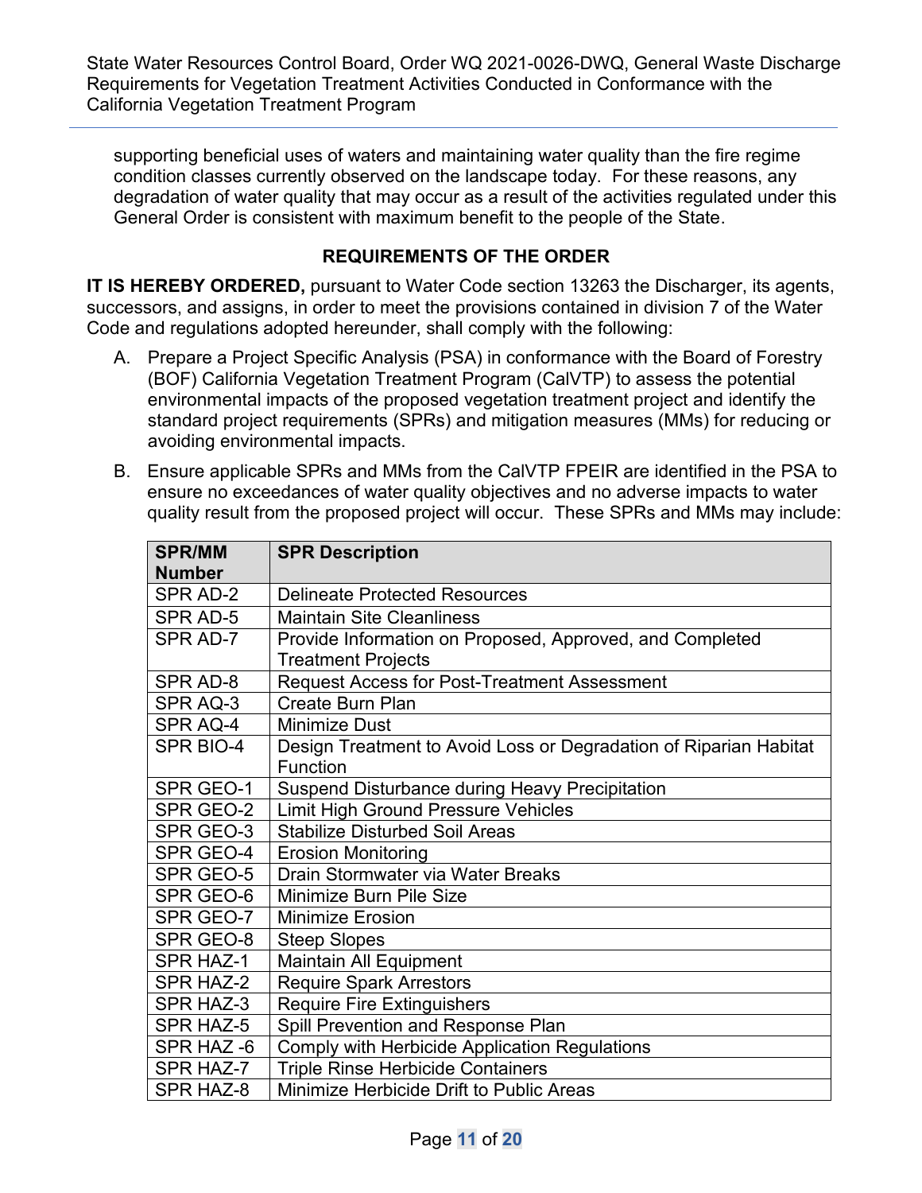supporting beneficial uses of waters and maintaining water quality than the fire regime condition classes currently observed on the landscape today. For these reasons, any degradation of water quality that may occur as a result of the activities regulated under this General Order is consistent with maximum benefit to the people of the State.

## REQUIREMENTS OF THE ORDER

**IT IS HEREBY ORDERED,** pursuant to Water Code section 13263 the Discharger, its agents, successors, and assigns, in order to meet the provisions contained in division 7 of the Water Code and regulations adopted hereunder, shall comply with the following:

A. Prepare a Project Specific Analysis (PSA) in conformance with the Board of Forestry (BOF) California Vegetation Treatment Program (CalVTP) to assess the potential environmental impacts of the proposed vegetation treatment project and identify the standard project requirements (SPRs) and mitigation measures (MMs) for reducing or avoiding environmental impacts.

B. Ensure applicable SPRs and MMs from the CalVTP FPEIR are identified in the PSA to ensure no exceedances of water quality objectives and no adverse impacts to water quality result from the proposed project will occur. These SPRs and MMs may include:

| SPR/MM Number | SPR Description |
|---|---|
| SPR AD-2 | Delineate Protected Resources |
| SPR AD-5 | Maintain Site Cleanliness |
| SPR AD-7 | Provide Information on Proposed, Approved, and Completed Treatment Projects |
| SPR AD-8 | Request Access for Post-Treatment Assessment |
| SPR AQ-3 | Create Burn Plan |
| SPR AQ-4 | Minimize Dust |
| SPR BIO-4 | Design Treatment to Avoid Loss or Degradation of Riparian Habitat Function |
| SPR GEO-1 | Suspend Disturbance during Heavy Precipitation |
| SPR GEO-2 | Limit High Ground Pressure Vehicles |
| SPR GEO-3 | Stabilize Disturbed Soil Areas |
| SPR GEO-4 | Erosion Monitoring |
| SPR GEO-5 | Drain Stormwater via Water Breaks |
| SPR GEO-6 | Minimize Burn Pile Size |
| SPR GEO-7 | Minimize Erosion |
| SPR GEO-8 | Steep Slopes |
| SPR HAZ-1 | Maintain All Equipment |
| SPR HAZ-2 | Require Spark Arrestors |
| SPR HAZ-3 | Require Fire Extinguishers |
| SPR HAZ-5 | Spill Prevention and Response Plan |
| SPR HAZ -6 | Comply with Herbicide Application Regulations |
| SPR HAZ-7 | Triple Rinse Herbicide Containers |
| SPR HAZ-8 | Minimize Herbicide Drift to Public Areas |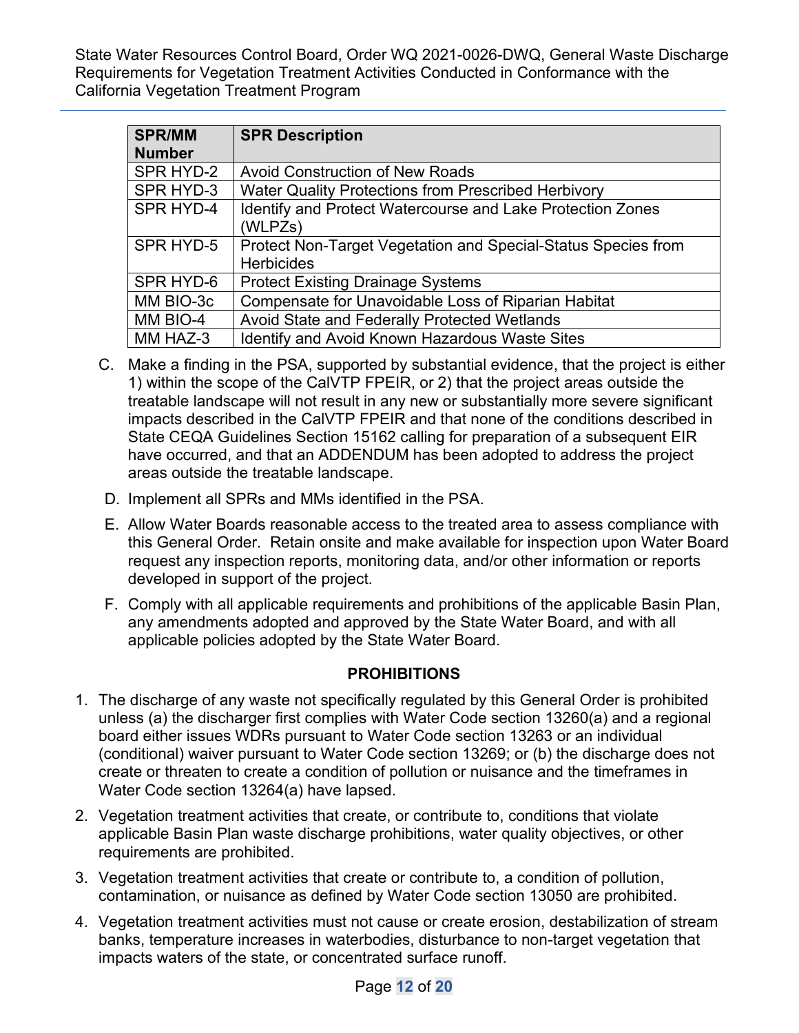| SPR/MM Number | SPR Description |
|---|---|
| SPR HYD-2 | Avoid Construction of New Roads |
| SPR HYD-3 | Water Quality Protections from Prescribed Herbivory |
| SPR HYD-4 | Identify and Protect Watercourse and Lake Protection Zones (WLPZs) |
| SPR HYD-5 | Protect Non-Target Vegetation and Special-Status Species from Herbicides |
| SPR HYD-6 | Protect Existing Drainage Systems |
| MM BIO-3c | Compensate for Unavoidable Loss of Riparian Habitat |
| MM BIO-4 | Avoid State and Federally Protected Wetlands |
| MM HAZ-3 | Identify and Avoid Known Hazardous Waste Sites |

C. Make a finding in the PSA, supported by substantial evidence, that the project is either 1) within the scope of the CalVTP FPEIR, or 2) that the project areas outside the treatable landscape will not result in any new or substantially more severe significant impacts described in the CalVTP FPEIR and that none of the conditions described in State CEQA Guidelines Section 15162 calling for preparation of a subsequent EIR have occurred, and that an ADDENDUM has been adopted to address the project areas outside the treatable landscape.

D. Implement all SPRs and MMs identified in the PSA.

E. Allow Water Boards reasonable access to the treated area to assess compliance with this General Order. Retain onsite and make available for inspection upon Water Board request any inspection reports, monitoring data, and/or other information or reports developed in support of the project.

F. Comply with all applicable requirements and prohibitions of the applicable Basin Plan, any amendments adopted and approved by the State Water Board, and with all applicable policies adopted by the State Water Board.

## PROHIBITIONS

1. The discharge of any waste not specifically regulated by this General Order is prohibited unless (a) the discharger first complies with Water Code section 13260(a) and a regional board either issues WDRs pursuant to Water Code section 13263 or an individual (conditional) waiver pursuant to Water Code section 13269; or (b) the discharge does not create or threaten to create a condition of pollution or nuisance and the timeframes in Water Code section 13264(a) have lapsed.
2. Vegetation treatment activities that create, or contribute to, conditions that violate applicable Basin Plan waste discharge prohibitions, water quality objectives, or other requirements are prohibited.
3. Vegetation treatment activities that create or contribute to, a condition of pollution, contamination, or nuisance as defined by Water Code section 13050 are prohibited.
4. Vegetation treatment activities must not cause or create erosion, destabilization of stream banks, temperature increases in waterbodies, disturbance to non-target vegetation that impacts waters of the state, or concentrated surface runoff.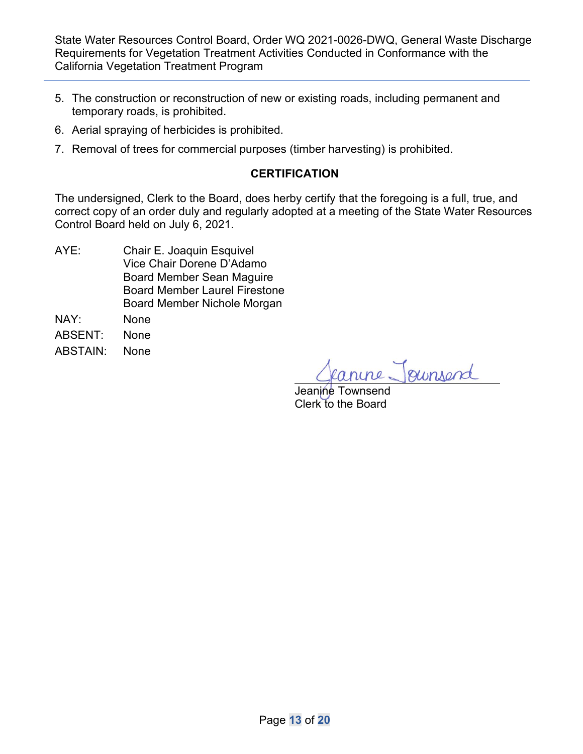5. The construction or reconstruction of new or existing roads, including permanent and temporary roads, is prohibited.
6. Aerial spraying of herbicides is prohibited.
7. Removal of trees for commercial purposes (timber harvesting) is prohibited.

## CERTIFICATION

The undersigned, Clerk to the Board, does herby certify that the foregoing is a full, true, and correct copy of an order duly and regularly adopted at a meeting of the State Water Resources Control Board held on July 6, 2021.

AYE: Chair E. Joaquin Esquivel
Vice Chair Dorene D'Adamo
Board Member Sean Maguire
Board Member Laurel Firestone
Board Member Nichole Morgan

NAY: None

ABSENT: None

ABSTAIN: None

Jeanine Townsend

Jeanine Townsend
Clerk to the Board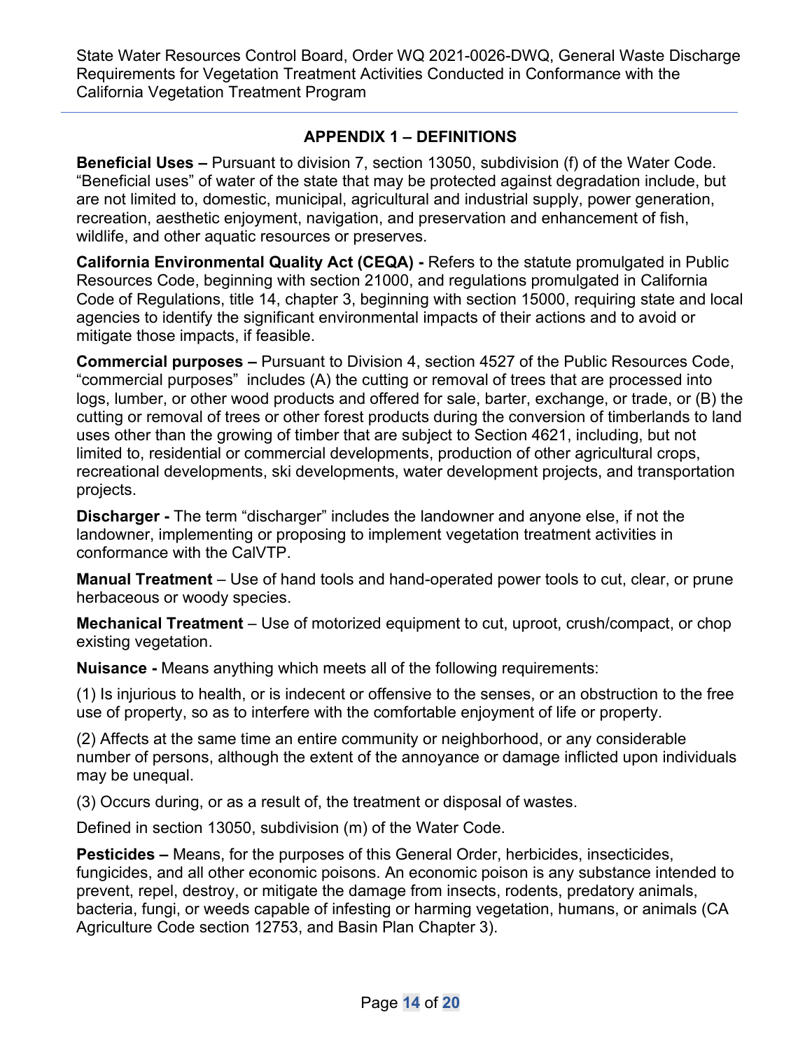## APPENDIX 1 – DEFINITIONS

**Beneficial Uses –** Pursuant to division 7, section 13050, subdivision (f) of the Water Code. "Beneficial uses" of water of the state that may be protected against degradation include, but are not limited to, domestic, municipal, agricultural and industrial supply, power generation, recreation, aesthetic enjoyment, navigation, and preservation and enhancement of fish, wildlife, and other aquatic resources or preserves.

**California Environmental Quality Act (CEQA) -** Refers to the statute promulgated in Public Resources Code, beginning with section 21000, and regulations promulgated in California Code of Regulations, title 14, chapter 3, beginning with section 15000, requiring state and local agencies to identify the significant environmental impacts of their actions and to avoid or mitigate those impacts, if feasible.

**Commercial purposes –** Pursuant to Division 4, section 4527 of the Public Resources Code, "commercial purposes" includes (A) the cutting or removal of trees that are processed into logs, lumber, or other wood products and offered for sale, barter, exchange, or trade, or (B) the cutting or removal of trees or other forest products during the conversion of timberlands to land uses other than the growing of timber that are subject to Section 4621, including, but not limited to, residential or commercial developments, production of other agricultural crops, recreational developments, ski developments, water development projects, and transportation projects.

**Discharger -** The term "discharger" includes the landowner and anyone else, if not the landowner, implementing or proposing to implement vegetation treatment activities in conformance with the CalVTP.

**Manual Treatment** – Use of hand tools and hand-operated power tools to cut, clear, or prune herbaceous or woody species.

**Mechanical Treatment** – Use of motorized equipment to cut, uproot, crush/compact, or chop existing vegetation.

**Nuisance -** Means anything which meets all of the following requirements:

(1) Is injurious to health, or is indecent or offensive to the senses, or an obstruction to the free use of property, so as to interfere with the comfortable enjoyment of life or property.

(2) Affects at the same time an entire community or neighborhood, or any considerable number of persons, although the extent of the annoyance or damage inflicted upon individuals may be unequal.

(3) Occurs during, or as a result of, the treatment or disposal of wastes.

Defined in section 13050, subdivision (m) of the Water Code.

**Pesticides –** Means, for the purposes of this General Order, herbicides, insecticides, fungicides, and all other economic poisons. An economic poison is any substance intended to prevent, repel, destroy, or mitigate the damage from insects, rodents, predatory animals, bacteria, fungi, or weeds capable of infesting or harming vegetation, humans, or animals (CA Agriculture Code section 12753, and Basin Plan Chapter 3).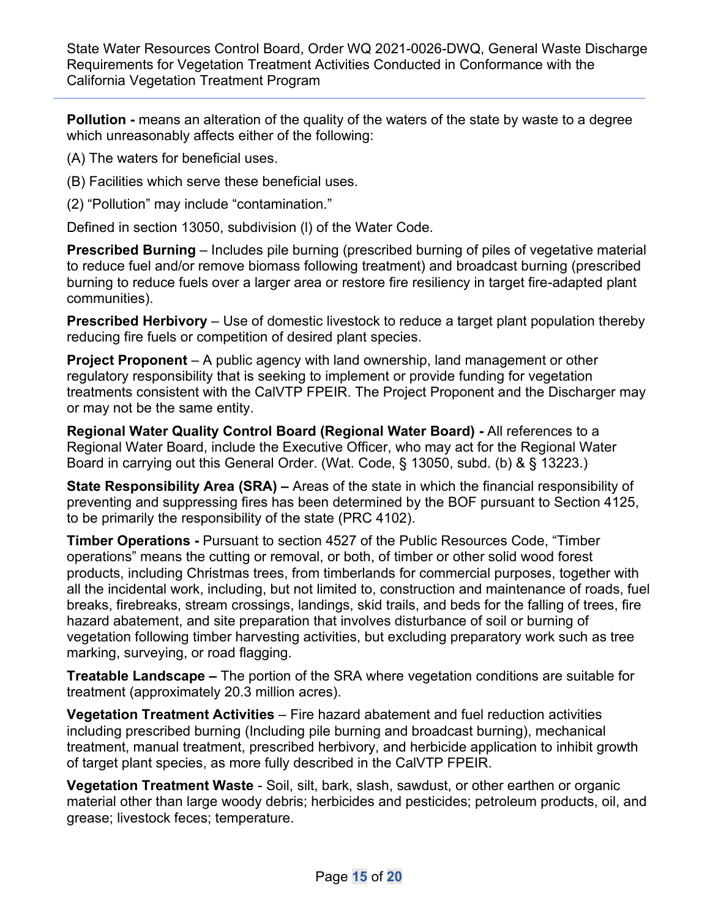**Pollution -** means an alteration of the quality of the waters of the state by waste to a degree which unreasonably affects either of the following:

(A) The waters for beneficial uses.

(B) Facilities which serve these beneficial uses.

(2) "Pollution" may include "contamination."

Defined in section 13050, subdivision (l) of the Water Code.

**Prescribed Burning** – Includes pile burning (prescribed burning of piles of vegetative material to reduce fuel and/or remove biomass following treatment) and broadcast burning (prescribed burning to reduce fuels over a larger area or restore fire resiliency in target fire-adapted plant communities).

**Prescribed Herbivory** – Use of domestic livestock to reduce a target plant population thereby reducing fire fuels or competition of desired plant species.

**Project Proponent** – A public agency with land ownership, land management or other regulatory responsibility that is seeking to implement or provide funding for vegetation treatments consistent with the CalVTP FPEIR. The Project Proponent and the Discharger may or may not be the same entity.

**Regional Water Quality Control Board (Regional Water Board) -** All references to a Regional Water Board, include the Executive Officer, who may act for the Regional Water Board in carrying out this General Order. (Wat. Code, § 13050, subd. (b) & § 13223.)

**State Responsibility Area (SRA) –** Areas of the state in which the financial responsibility of preventing and suppressing fires has been determined by the BOF pursuant to Section 4125, to be primarily the responsibility of the state (PRC 4102).

**Timber Operations -** Pursuant to section 4527 of the Public Resources Code, "Timber operations" means the cutting or removal, or both, of timber or other solid wood forest products, including Christmas trees, from timberlands for commercial purposes, together with all the incidental work, including, but not limited to, construction and maintenance of roads, fuel breaks, firebreaks, stream crossings, landings, skid trails, and beds for the falling of trees, fire hazard abatement, and site preparation that involves disturbance of soil or burning of vegetation following timber harvesting activities, but excluding preparatory work such as tree marking, surveying, or road flagging.

**Treatable Landscape –** The portion of the SRA where vegetation conditions are suitable for treatment (approximately 20.3 million acres).

**Vegetation Treatment Activities** – Fire hazard abatement and fuel reduction activities including prescribed burning (Including pile burning and broadcast burning), mechanical treatment, manual treatment, prescribed herbivory, and herbicide application to inhibit growth of target plant species, as more fully described in the CalVTP FPEIR.

**Vegetation Treatment Waste** - Soil, silt, bark, slash, sawdust, or other earthen or organic material other than large woody debris; herbicides and pesticides; petroleum products, oil, and grease; livestock feces; temperature.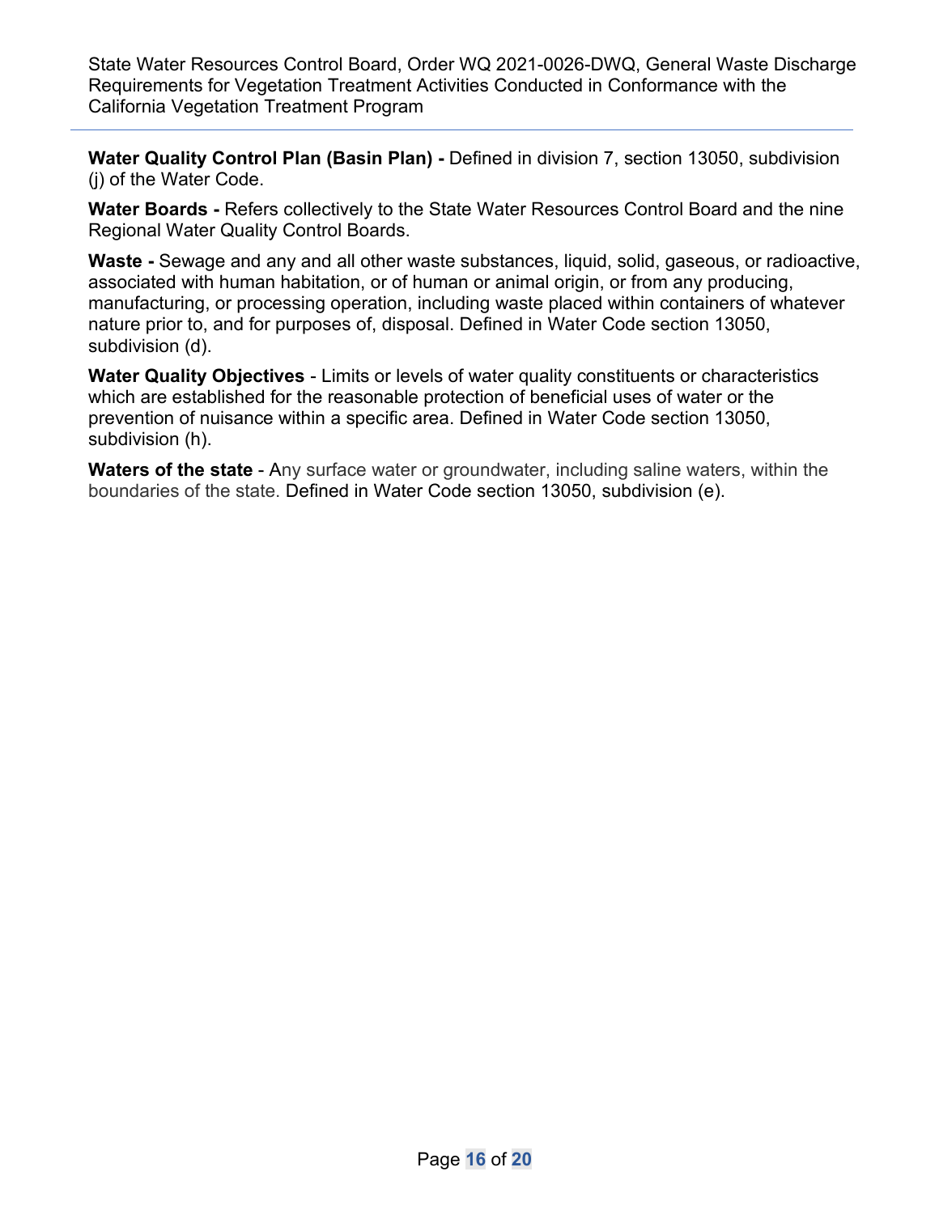**Water Quality Control Plan (Basin Plan) -** Defined in division 7, section 13050, subdivision (j) of the Water Code.

**Water Boards -** Refers collectively to the State Water Resources Control Board and the nine Regional Water Quality Control Boards.

**Waste -** Sewage and any and all other waste substances, liquid, solid, gaseous, or radioactive, associated with human habitation, or of human or animal origin, or from any producing, manufacturing, or processing operation, including waste placed within containers of whatever nature prior to, and for purposes of, disposal. Defined in Water Code section 13050, subdivision (d).

**Water Quality Objectives** - Limits or levels of water quality constituents or characteristics which are established for the reasonable protection of beneficial uses of water or the prevention of nuisance within a specific area. Defined in Water Code section 13050, subdivision (h).

**Waters of the state** - Any surface water or groundwater, including saline waters, within the boundaries of the state. Defined in Water Code section 13050, subdivision (e).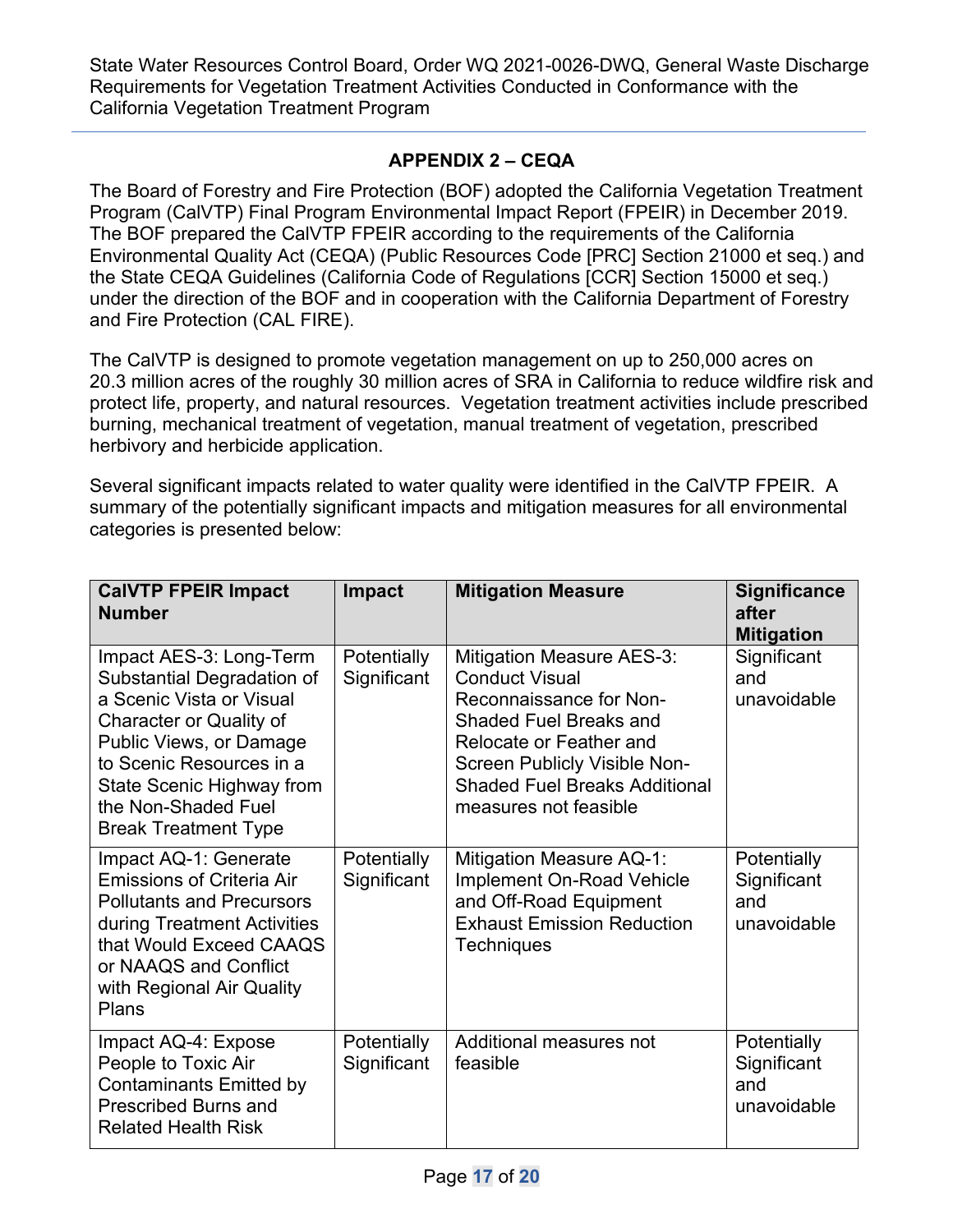## APPENDIX 2 – CEQA

The Board of Forestry and Fire Protection (BOF) adopted the California Vegetation Treatment Program (CalVTP) Final Program Environmental Impact Report (FPEIR) in December 2019. The BOF prepared the CalVTP FPEIR according to the requirements of the California Environmental Quality Act (CEQA) (Public Resources Code [PRC] Section 21000 et seq.) and the State CEQA Guidelines (California Code of Regulations [CCR] Section 15000 et seq.) under the direction of the BOF and in cooperation with the California Department of Forestry and Fire Protection (CAL FIRE).

The CalVTP is designed to promote vegetation management on up to 250,000 acres on 20.3 million acres of the roughly 30 million acres of SRA in California to reduce wildfire risk and protect life, property, and natural resources. Vegetation treatment activities include prescribed burning, mechanical treatment of vegetation, manual treatment of vegetation, prescribed herbivory and herbicide application.

Several significant impacts related to water quality were identified in the CalVTP FPEIR. A summary of the potentially significant impacts and mitigation measures for all environmental categories is presented below:

| CalVTP FPEIR Impact Number | Impact | Mitigation Measure | Significance after Mitigation |
|---|---|---|---|
| Impact AES-3: Long-Term Substantial Degradation of a Scenic Vista or Visual Character or Quality of Public Views, or Damage to Scenic Resources in a State Scenic Highway from the Non-Shaded Fuel Break Treatment Type | Potentially Significant | Mitigation Measure AES-3: Conduct Visual Reconnaissance for Non-Shaded Fuel Breaks and Relocate or Feather and Screen Publicly Visible Non-Shaded Fuel Breaks Additional measures not feasible | Significant and unavoidable |
| Impact AQ-1: Generate Emissions of Criteria Air Pollutants and Precursors during Treatment Activities that Would Exceed CAAQS or NAAQS and Conflict with Regional Air Quality Plans | Potentially Significant | Mitigation Measure AQ-1: Implement On-Road Vehicle and Off-Road Equipment Exhaust Emission Reduction Techniques | Potentially Significant and unavoidable |
| Impact AQ-4: Expose People to Toxic Air Contaminants Emitted by Prescribed Burns and Related Health Risk | Potentially Significant | Additional measures not feasible | Potentially Significant and unavoidable |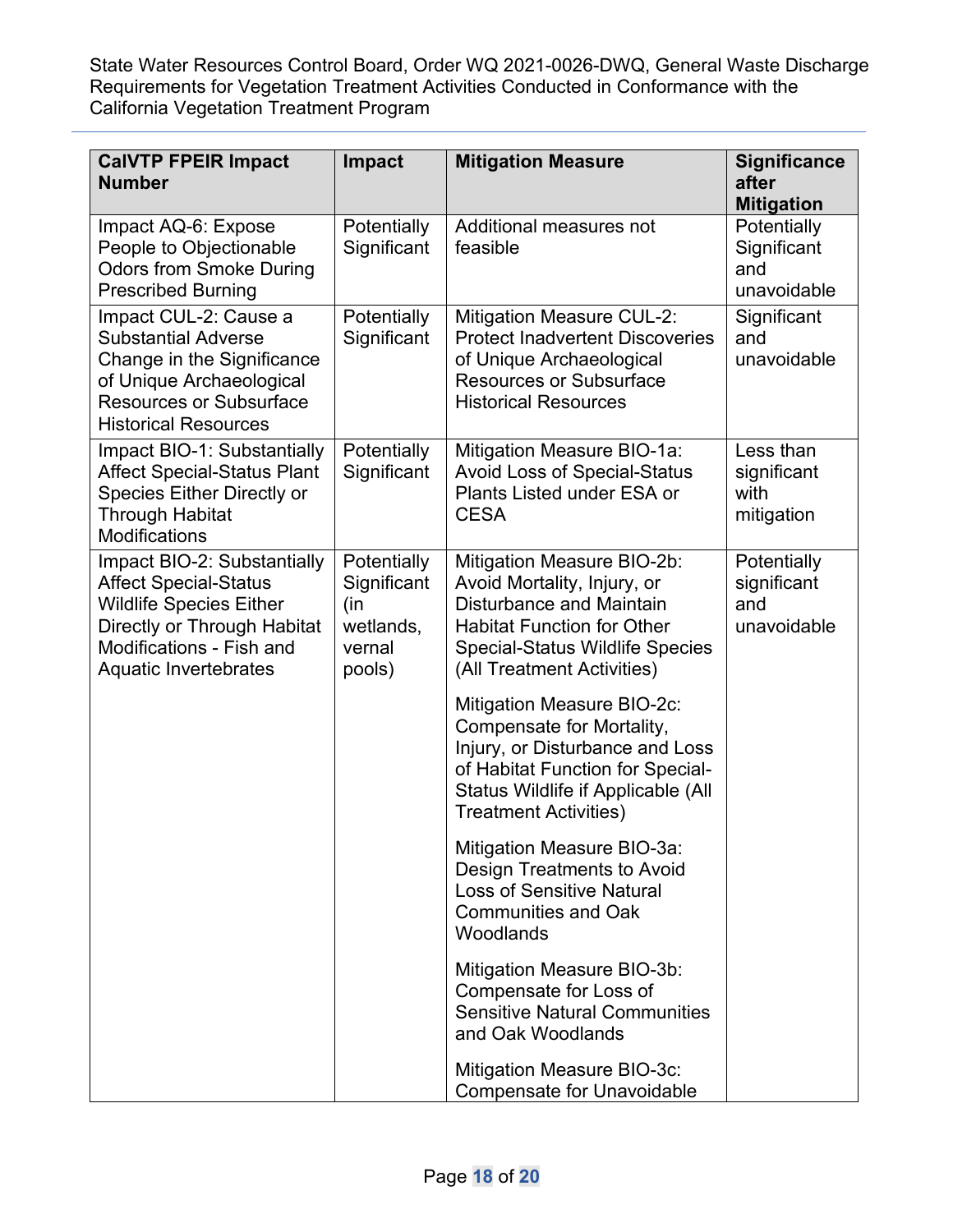| CalVTP FPEIR Impact Number | Impact | Mitigation Measure | Significance after Mitigation |
|---|---|---|---|
| Impact AQ-6: Expose People to Objectionable Odors from Smoke During Prescribed Burning | Potentially Significant | Additional measures not feasible | Potentially Significant and unavoidable |
| Impact CUL-2: Cause a Substantial Adverse Change in the Significance of Unique Archaeological Resources or Subsurface Historical Resources | Potentially Significant | Mitigation Measure CUL-2: Protect Inadvertent Discoveries of Unique Archaeological Resources or Subsurface Historical Resources | Significant and unavoidable |
| Impact BIO-1: Substantially Affect Special-Status Plant Species Either Directly or Through Habitat Modifications | Potentially Significant | Mitigation Measure BIO-1a: Avoid Loss of Special-Status Plants Listed under ESA or CESA | Less than significant with mitigation |
| Impact BIO-2: Substantially Affect Special-Status Wildlife Species Either Directly or Through Habitat Modifications - Fish and Aquatic Invertebrates | Potentially Significant (in wetlands, vernal pools) | Mitigation Measure BIO-2b: Avoid Mortality, Injury, or Disturbance and Maintain Habitat Function for Other Special-Status Wildlife Species (All Treatment Activities)<br><br>Mitigation Measure BIO-2c: Compensate for Mortality, Injury, or Disturbance and Loss of Habitat Function for Special-Status Wildlife if Applicable (All Treatment Activities)<br><br>Mitigation Measure BIO-3a: Design Treatments to Avoid Loss of Sensitive Natural Communities and Oak Woodlands<br><br>Mitigation Measure BIO-3b: Compensate for Loss of Sensitive Natural Communities and Oak Woodlands<br><br>Mitigation Measure BIO-3c: Compensate for Unavoidable | Potentially significant and unavoidable |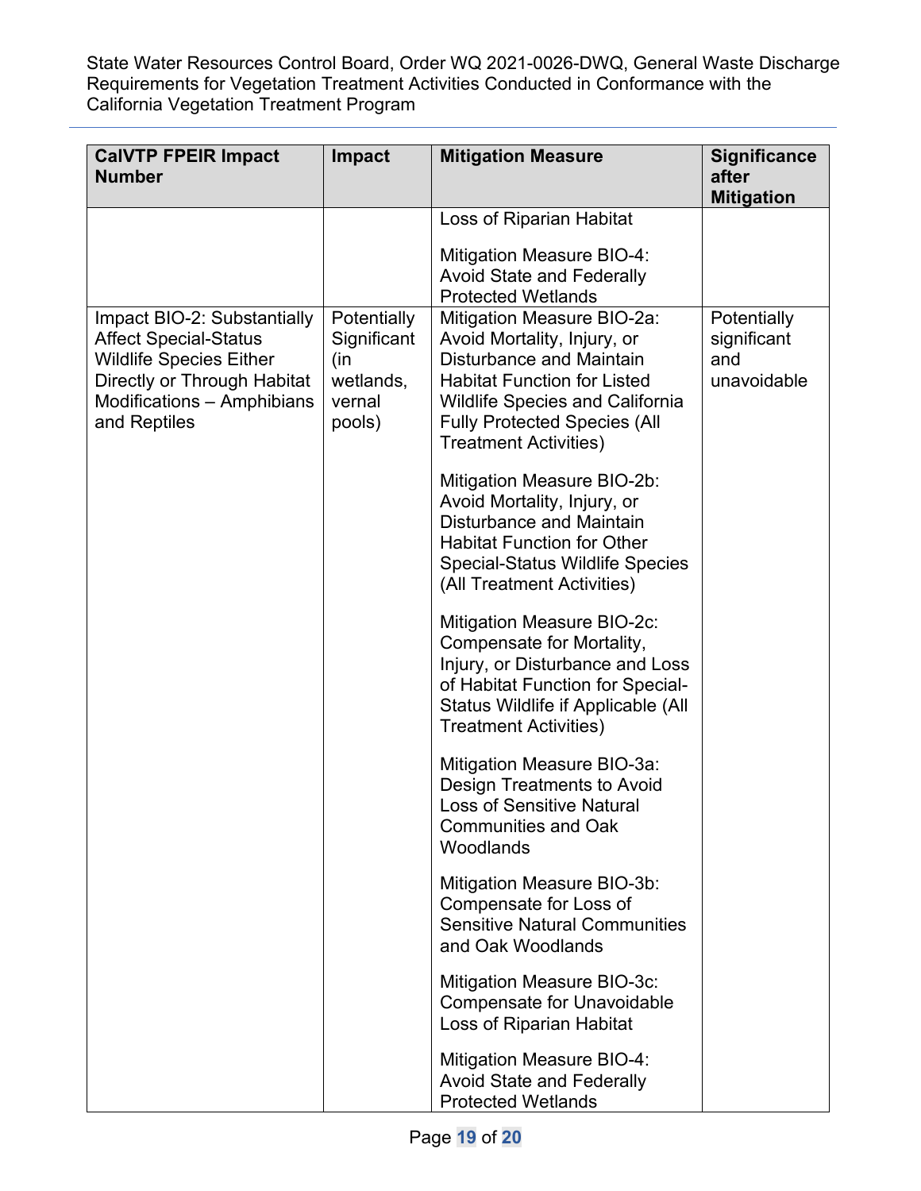| CalVTP FPEIR Impact Number | Impact | Mitigation Measure | Significance after Mitigation |
|---|---|---|---|
| | | Loss of Riparian Habitat<br><br>Mitigation Measure BIO-4: Avoid State and Federally Protected Wetlands | |
| Impact BIO-2: Substantially Affect Special-Status Wildlife Species Either Directly or Through Habitat Modifications – Amphibians and Reptiles | Potentially Significant (in wetlands, vernal pools) | Mitigation Measure BIO-2a: Avoid Mortality, Injury, or Disturbance and Maintain Habitat Function for Listed Wildlife Species and California Fully Protected Species (All Treatment Activities)<br><br>Mitigation Measure BIO-2b: Avoid Mortality, Injury, or Disturbance and Maintain Habitat Function for Other Special-Status Wildlife Species (All Treatment Activities)<br><br>Mitigation Measure BIO-2c: Compensate for Mortality, Injury, or Disturbance and Loss of Habitat Function for Special-Status Wildlife if Applicable (All Treatment Activities)<br><br>Mitigation Measure BIO-3a: Design Treatments to Avoid Loss of Sensitive Natural Communities and Oak Woodlands<br><br>Mitigation Measure BIO-3b: Compensate for Loss of Sensitive Natural Communities and Oak Woodlands<br><br>Mitigation Measure BIO-3c: Compensate for Unavoidable Loss of Riparian Habitat<br><br>Mitigation Measure BIO-4: Avoid State and Federally Protected Wetlands | Potentially significant and unavoidable |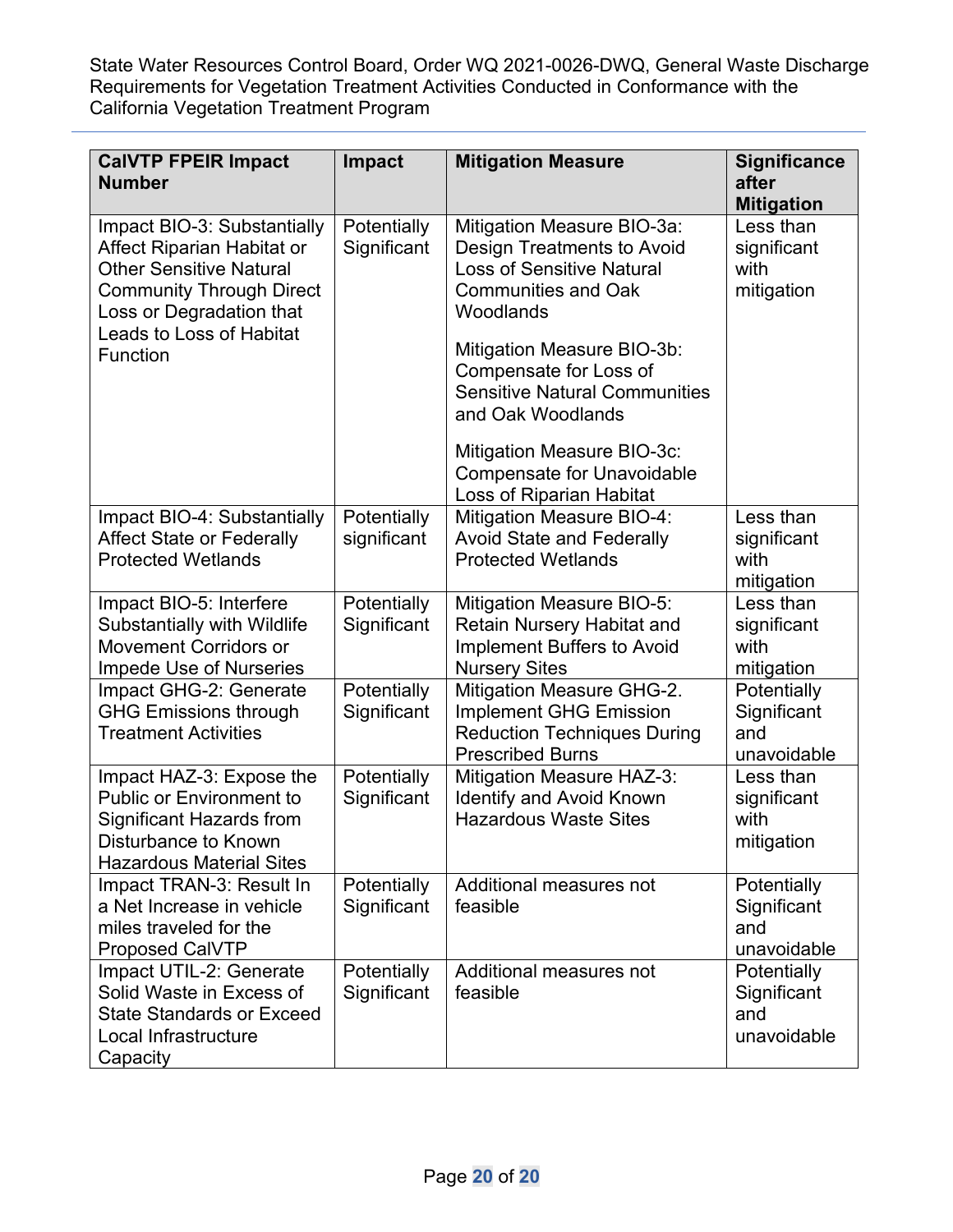| CalVTP FPEIR Impact Number | Impact | Mitigation Measure | Significance after Mitigation |
|---|---|---|---|
| Impact BIO-3: Substantially Affect Riparian Habitat or Other Sensitive Natural Community Through Direct Loss or Degradation that Leads to Loss of Habitat Function | Potentially Significant | Mitigation Measure BIO-3a: Design Treatments to Avoid Loss of Sensitive Natural Communities and Oak Woodlands<br><br>Mitigation Measure BIO-3b: Compensate for Loss of Sensitive Natural Communities and Oak Woodlands<br><br>Mitigation Measure BIO-3c: Compensate for Unavoidable Loss of Riparian Habitat | Less than significant with mitigation |
| Impact BIO-4: Substantially Affect State or Federally Protected Wetlands | Potentially significant | Mitigation Measure BIO-4: Avoid State and Federally Protected Wetlands | Less than significant with mitigation |
| Impact BIO-5: Interfere Substantially with Wildlife Movement Corridors or Impede Use of Nurseries | Potentially Significant | Mitigation Measure BIO-5: Retain Nursery Habitat and Implement Buffers to Avoid Nursery Sites | Less than significant with mitigation |
| Impact GHG-2: Generate GHG Emissions through Treatment Activities | Potentially Significant | Mitigation Measure GHG-2. Implement GHG Emission Reduction Techniques During Prescribed Burns | Potentially Significant and unavoidable |
| Impact HAZ-3: Expose the Public or Environment to Significant Hazards from Disturbance to Known Hazardous Material Sites | Potentially Significant | Mitigation Measure HAZ-3: Identify and Avoid Known Hazardous Waste Sites | Less than significant with mitigation |
| Impact TRAN-3: Result In a Net Increase in vehicle miles traveled for the Proposed CalVTP | Potentially Significant | Additional measures not feasible | Potentially Significant and unavoidable |
| Impact UTIL-2: Generate Solid Waste in Excess of State Standards or Exceed Local Infrastructure Capacity | Potentially Significant | Additional measures not feasible | Potentially Significant and unavoidable |